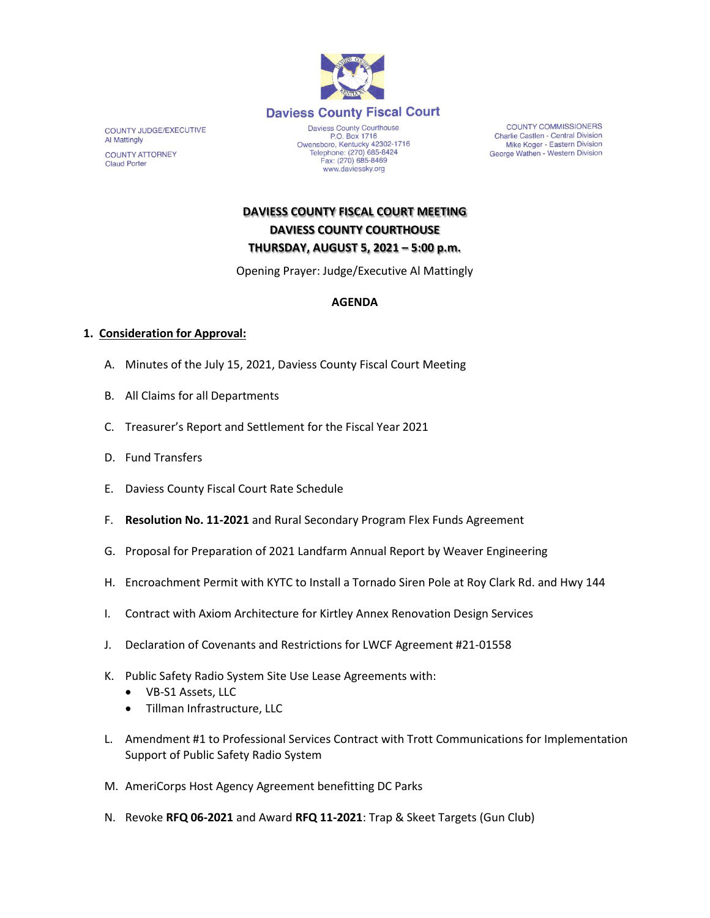# Daviess County Fiscal Court

COUNTY JUDGE/EXECUTIVE
Al Mattingly

COUNTY ATTORNEY
Claud Porter

Daviess County Courthouse
P.O. Box 1716
Owensboro, Kentucky 42302-1716
Telephone: (270) 685-8424
Fax: (270) 685-8469
www.daviessky.org

COUNTY COMMISSIONERS
Charlie Castlen - Central Division
Mike Koger - Eastern Division
George Wathen - Western Division

**DAVIESS COUNTY FISCAL COURT MEETING**
**DAVIESS COUNTY COURTHOUSE**
**THURSDAY, AUGUST 5, 2021 – 5:00 p.m.**

Opening Prayer: Judge/Executive Al Mattingly

**AGENDA**

1. **Consideration for Approval:**

   A. Minutes of the July 15, 2021, Daviess County Fiscal Court Meeting

   B. All Claims for all Departments

   C. Treasurer's Report and Settlement for the Fiscal Year 2021

   D. Fund Transfers

   E. Daviess County Fiscal Court Rate Schedule

   F. **Resolution No. 11-2021** and Rural Secondary Program Flex Funds Agreement

   G. Proposal for Preparation of 2021 Landfarm Annual Report by Weaver Engineering

   H. Encroachment Permit with KYTC to Install a Tornado Siren Pole at Roy Clark Rd. and Hwy 144

   I. Contract with Axiom Architecture for Kirtley Annex Renovation Design Services

   J. Declaration of Covenants and Restrictions for LWCF Agreement #21-01558

   K. Public Safety Radio System Site Use Lease Agreements with:
      - VB-S1 Assets, LLC
      - Tillman Infrastructure, LLC

   L. Amendment #1 to Professional Services Contract with Trott Communications for Implementation Support of Public Safety Radio System

   M. AmeriCorps Host Agency Agreement benefitting DC Parks

   N. Revoke **RFQ 06-2021** and Award **RFQ 11-2021**: Trap & Skeet Targets (Gun Club)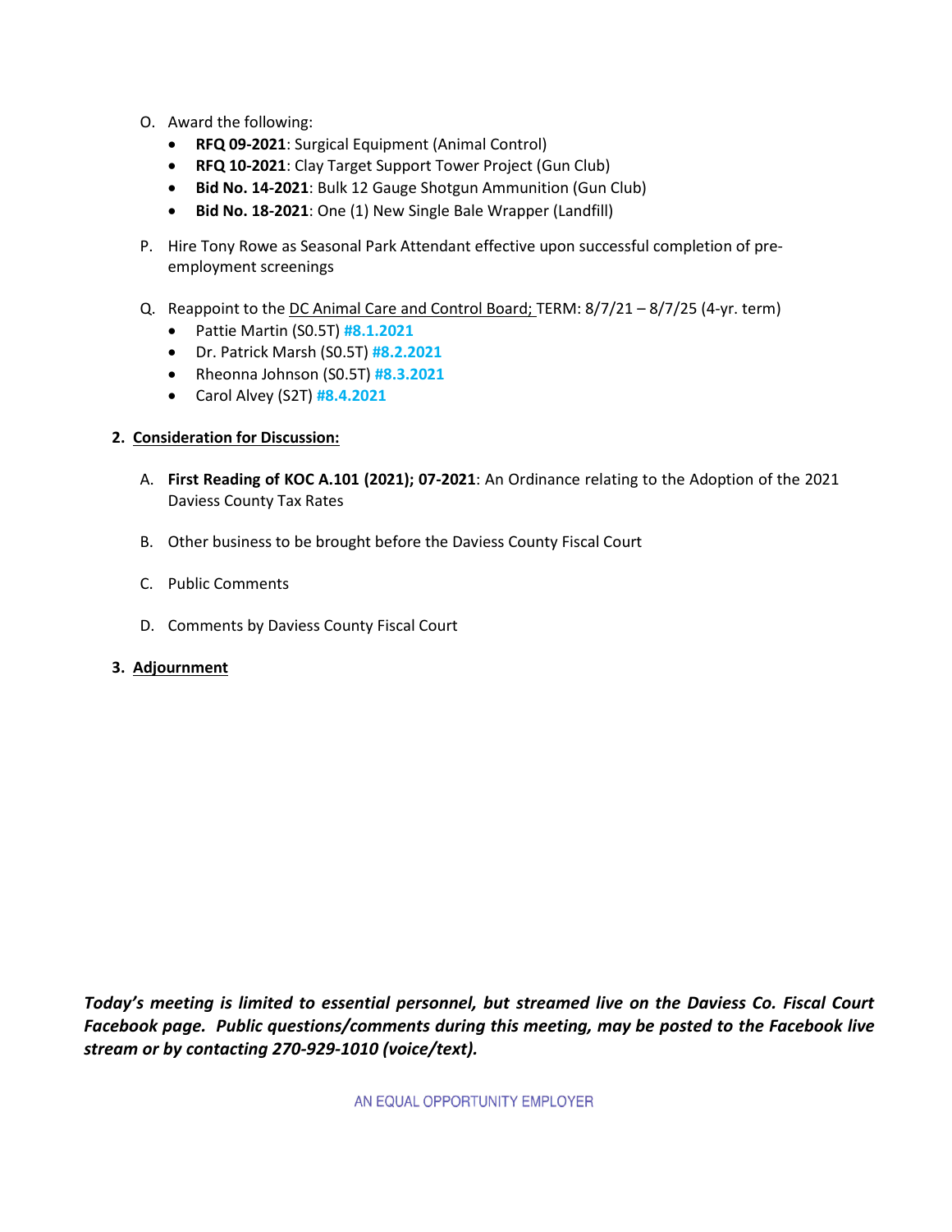O. Award the following:
   - **RFQ 09-2021**: Surgical Equipment (Animal Control)
   - **RFQ 10-2021**: Clay Target Support Tower Project (Gun Club)
   - **Bid No. 14-2021**: Bulk 12 Gauge Shotgun Ammunition (Gun Club)
   - **Bid No. 18-2021**: One (1) New Single Bale Wrapper (Landfill)

P. Hire Tony Rowe as Seasonal Park Attendant effective upon successful completion of pre-employment screenings

Q. Reappoint to the DC Animal Care and Control Board; TERM: 8/7/21 – 8/7/25 (4-yr. term)
   - Pattie Martin (S0.5T) **#8.1.2021**
   - Dr. Patrick Marsh (S0.5T) **#8.2.2021**
   - Rheonna Johnson (S0.5T) **#8.3.2021**
   - Carol Alvey (S2T) **#8.4.2021**

**2. Consideration for Discussion:**

A. **First Reading of KOC A.101 (2021); 07-2021**: An Ordinance relating to the Adoption of the 2021 Daviess County Tax Rates

B. Other business to be brought before the Daviess County Fiscal Court

C. Public Comments

D. Comments by Daviess County Fiscal Court

**3. Adjournment**

***Today's meeting is limited to essential personnel, but streamed live on the Daviess Co. Fiscal Court Facebook page. Public questions/comments during this meeting, may be posted to the Facebook live stream or by contacting 270-929-1010 (voice/text).***

AN EQUAL OPPORTUNITY EMPLOYER